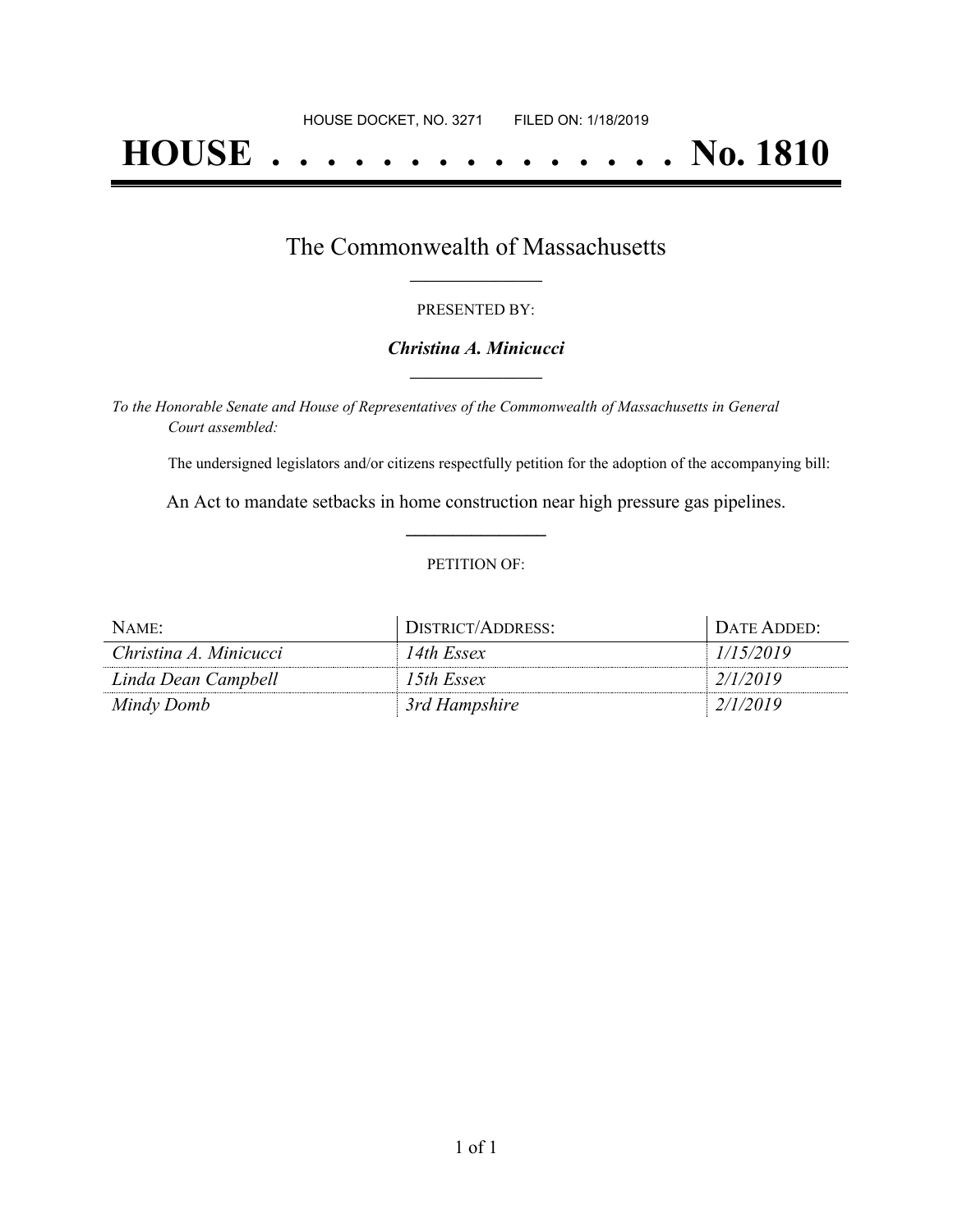HOUSE DOCKET, NO. 3271 FILED ON: 1/18/2019

# HOUSE . . . . . . . . . . . . . . . No. 1810

## The Commonwealth of Massachusetts

PRESENTED BY:

***Christina A. Minicucci***

*To the Honorable Senate and House of Representatives of the Commonwealth of Massachusetts in General Court assembled:*

The undersigned legislators and/or citizens respectfully petition for the adoption of the accompanying bill:

An Act to mandate setbacks in home construction near high pressure gas pipelines.

PETITION OF:

| NAME: | DISTRICT/ADDRESS: | DATE ADDED: |
| --- | --- | --- |
| *Christina A. Minicucci* | *14th Essex* | *1/15/2019* |
| *Linda Dean Campbell* | *15th Essex* | *2/1/2019* |
| *Mindy Domb* | *3rd Hampshire* | *2/1/2019* |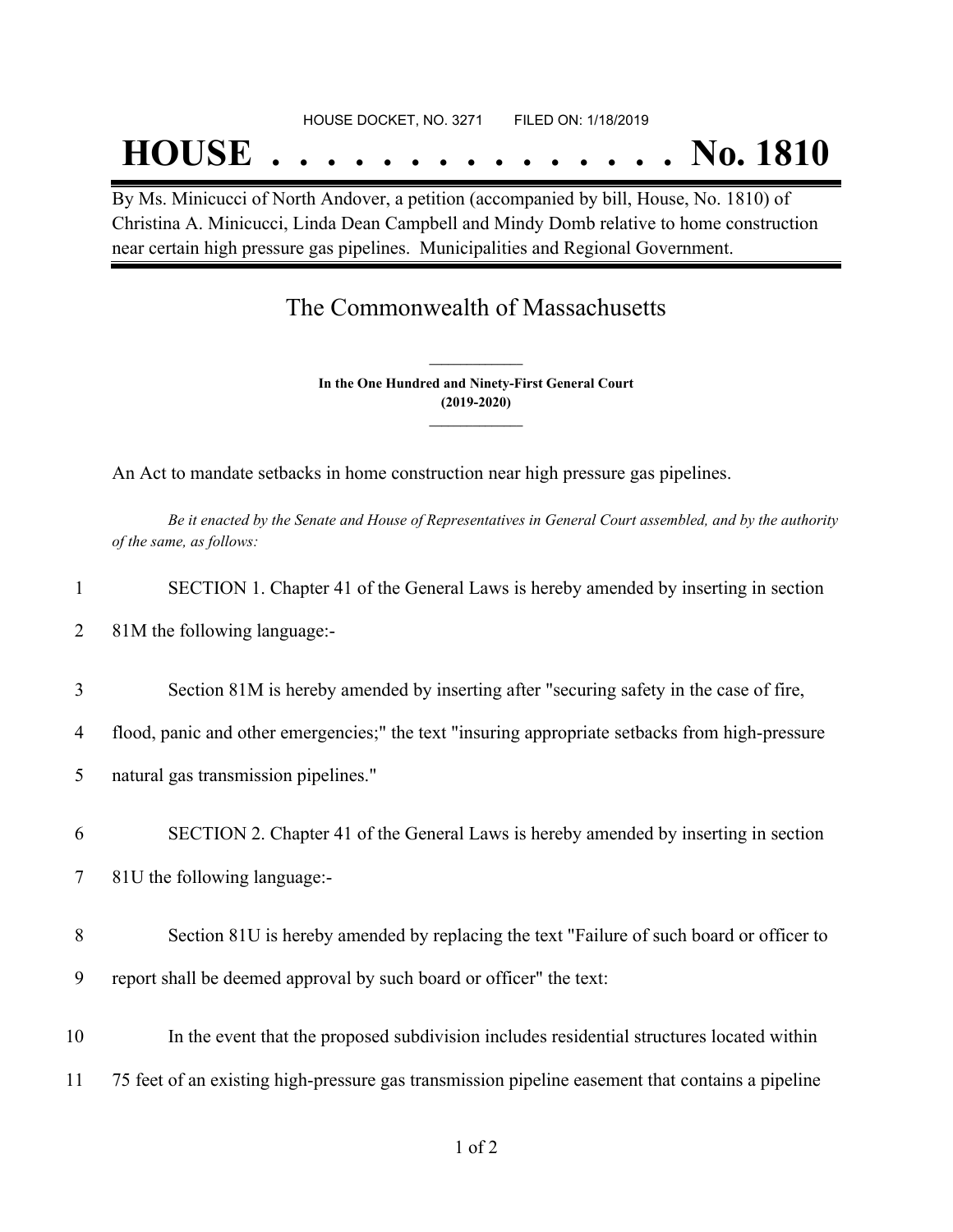HOUSE DOCKET, NO. 3271 FILED ON: 1/18/2019

# HOUSE . . . . . . . . . . . . . . . No. 1810

By Ms. Minicucci of North Andover, a petition (accompanied by bill, House, No. 1810) of Christina A. Minicucci, Linda Dean Campbell and Mindy Domb relative to home construction near certain high pressure gas pipelines. Municipalities and Regional Government.

## The Commonwealth of Massachusetts

**In the One Hundred and Ninety-First General Court**
**(2019-2020)**

An Act to mandate setbacks in home construction near high pressure gas pipelines.

*Be it enacted by the Senate and House of Representatives in General Court assembled, and by the authority of the same, as follows:*

1 SECTION 1. Chapter 41 of the General Laws is hereby amended by inserting in section
2 81M the following language:-

3 Section 81M is hereby amended by inserting after "securing safety in the case of fire,
4 flood, panic and other emergencies;" the text "insuring appropriate setbacks from high-pressure
5 natural gas transmission pipelines."

6 SECTION 2. Chapter 41 of the General Laws is hereby amended by inserting in section
7 81U the following language:-

8 Section 81U is hereby amended by replacing the text "Failure of such board or officer to
9 report shall be deemed approval by such board or officer" the text:

10 In the event that the proposed subdivision includes residential structures located within
11 75 feet of an existing high-pressure gas transmission pipeline easement that contains a pipeline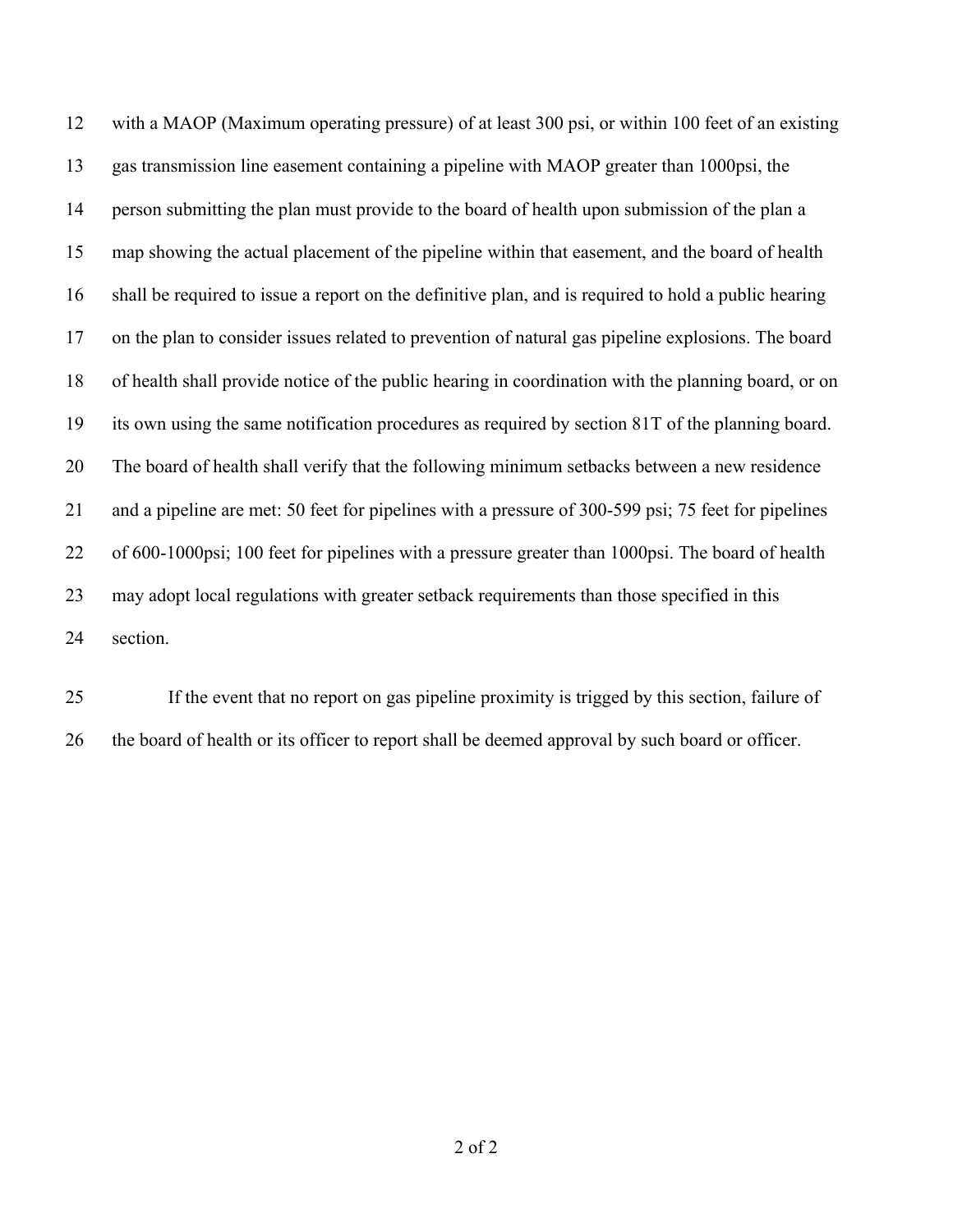with a MAOP (Maximum operating pressure) of at least 300 psi, or within 100 feet of an existing gas transmission line easement containing a pipeline with MAOP greater than 1000psi, the person submitting the plan must provide to the board of health upon submission of the plan a map showing the actual placement of the pipeline within that easement, and the board of health shall be required to issue a report on the definitive plan, and is required to hold a public hearing on the plan to consider issues related to prevention of natural gas pipeline explosions. The board of health shall provide notice of the public hearing in coordination with the planning board, or on its own using the same notification procedures as required by section 81T of the planning board. The board of health shall verify that the following minimum setbacks between a new residence and a pipeline are met: 50 feet for pipelines with a pressure of 300-599 psi; 75 feet for pipelines of 600-1000psi; 100 feet for pipelines with a pressure greater than 1000psi. The board of health may adopt local regulations with greater setback requirements than those specified in this section.

If the event that no report on gas pipeline proximity is trigged by this section, failure of the board of health or its officer to report shall be deemed approval by such board or officer.